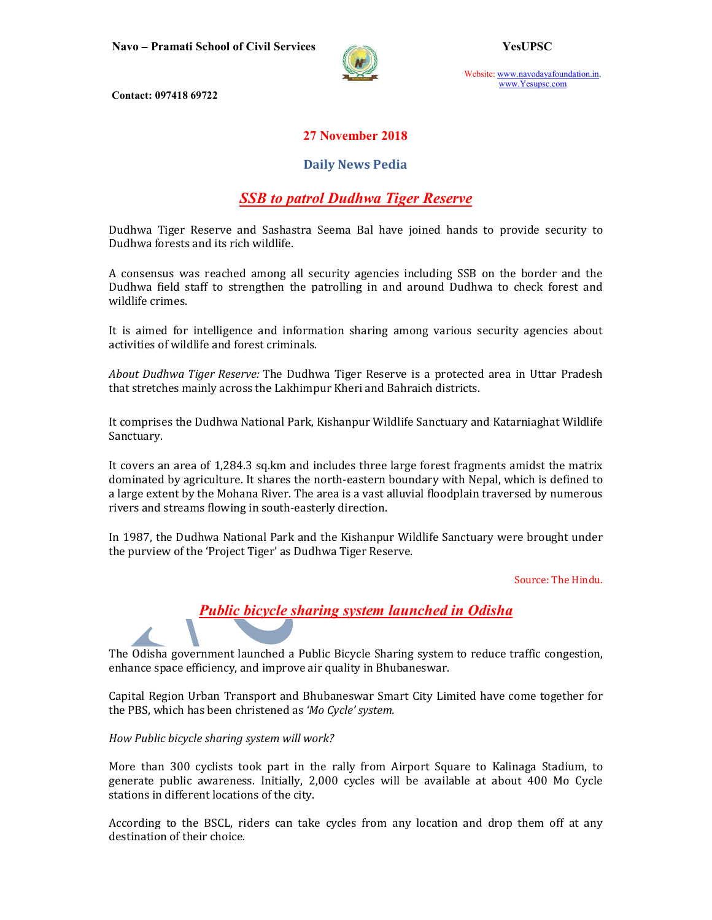# 27 November 2018

## Daily News Pedia

### *SSB to patrol Dudhwa Tiger Reserve*

Dudhwa Tiger Reserve and Sashastra Seema Bal have joined hands to provide security to Dudhwa forests and its rich wildlife.

A consensus was reached among all security agencies including SSB on the border and the Dudhwa field staff to strengthen the patrolling in and around Dudhwa to check forest and wildlife crimes.

It is aimed for intelligence and information sharing among various security agencies about activities of wildlife and forest criminals.

*About Dudhwa Tiger Reserve:* The Dudhwa Tiger Reserve is a protected area in Uttar Pradesh that stretches mainly across the Lakhimpur Kheri and Bahraich districts.

It comprises the Dudhwa National Park, Kishanpur Wildlife Sanctuary and Katarniaghat Wildlife Sanctuary.

It covers an area of 1,284.3 sq.km and includes three large forest fragments amidst the matrix dominated by agriculture. It shares the north-eastern boundary with Nepal, which is defined to a large extent by the Mohana River. The area is a vast alluvial floodplain traversed by numerous rivers and streams flowing in south-easterly direction.

In 1987, the Dudhwa National Park and the Kishanpur Wildlife Sanctuary were brought under the purview of the 'Project Tiger' as Dudhwa Tiger Reserve.

Source: The Hindu.

### *Public bicycle sharing system launched in Odisha*

The Odisha government launched a Public Bicycle Sharing system to reduce traffic congestion, enhance space efficiency, and improve air quality in Bhubaneswar.

Capital Region Urban Transport and Bhubaneswar Smart City Limited have come together for the PBS, which has been christened as *'Mo Cycle' system.*

*How Public bicycle sharing system will work?*

More than 300 cyclists took part in the rally from Airport Square to Kalinaga Stadium, to generate public awareness. Initially, 2,000 cycles will be available at about 400 Mo Cycle stations in different locations of the city.

According to the BSCL, riders can take cycles from any location and drop them off at any destination of their choice.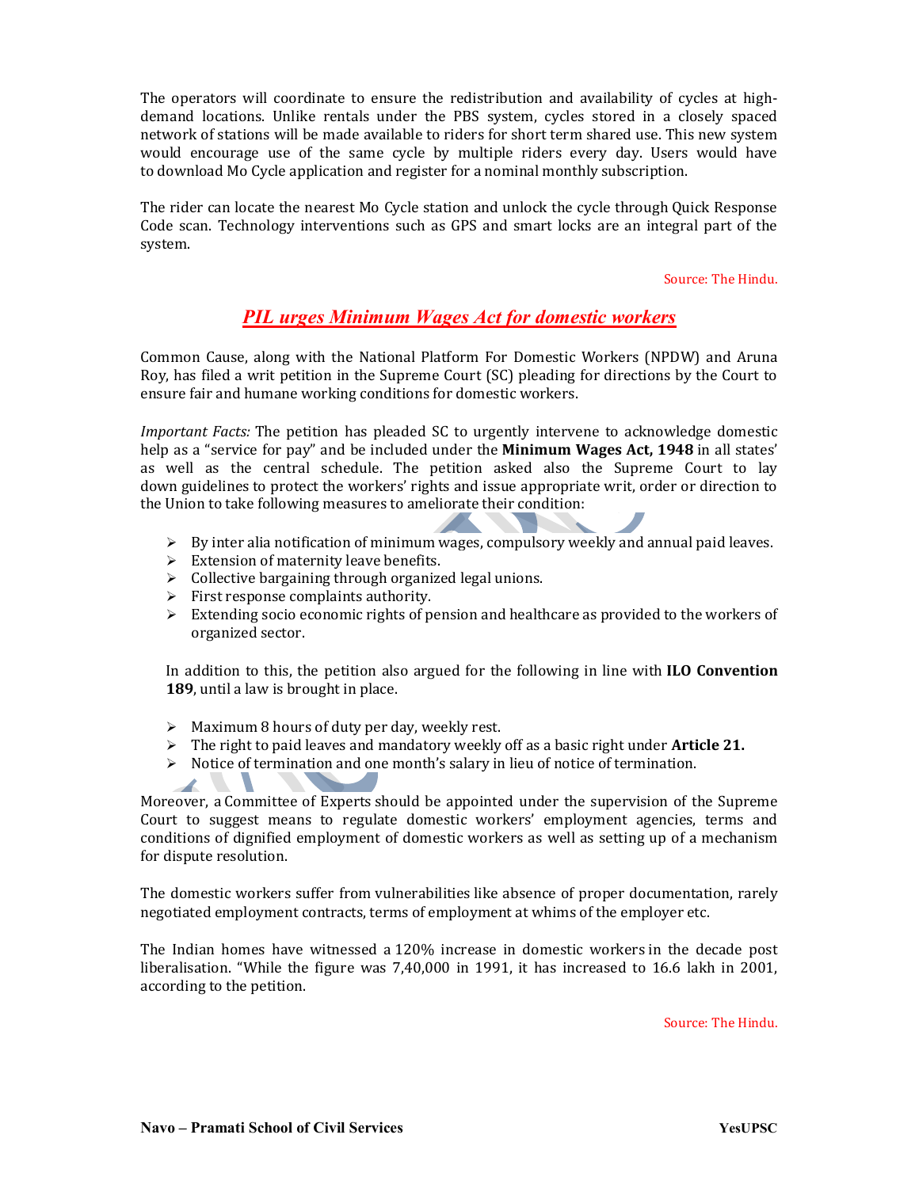The operators will coordinate to ensure the redistribution and availability of cycles at high-demand locations. Unlike rentals under the PBS system, cycles stored in a closely spaced network of stations will be made available to riders for short term shared use. This new system would encourage use of the same cycle by multiple riders every day. Users would have to download Mo Cycle application and register for a nominal monthly subscription.

The rider can locate the nearest Mo Cycle station and unlock the cycle through Quick Response Code scan. Technology interventions such as GPS and smart locks are an integral part of the system.

Source: The Hindu.

## *PIL urges Minimum Wages Act for domestic workers*

Common Cause, along with the National Platform For Domestic Workers (NPDW) and Aruna Roy, has filed a writ petition in the Supreme Court (SC) pleading for directions by the Court to ensure fair and humane working conditions for domestic workers.

*Important Facts:* The petition has pleaded SC to urgently intervene to acknowledge domestic help as a "service for pay" and be included under the **Minimum Wages Act, 1948** in all states' as well as the central schedule. The petition asked also the Supreme Court to lay down guidelines to protect the workers' rights and issue appropriate writ, order or direction to the Union to take following measures to ameliorate their condition:

- By inter alia notification of minimum wages, compulsory weekly and annual paid leaves.
- Extension of maternity leave benefits.
- Collective bargaining through organized legal unions.
- First response complaints authority.
- Extending socio economic rights of pension and healthcare as provided to the workers of organized sector.

In addition to this, the petition also argued for the following in line with **ILO Convention 189**, until a law is brought in place.

- Maximum 8 hours of duty per day, weekly rest.
- The right to paid leaves and mandatory weekly off as a basic right under **Article 21.**
- Notice of termination and one month's salary in lieu of notice of termination.

Moreover, a Committee of Experts should be appointed under the supervision of the Supreme Court to suggest means to regulate domestic workers' employment agencies, terms and conditions of dignified employment of domestic workers as well as setting up of a mechanism for dispute resolution.

The domestic workers suffer from vulnerabilities like absence of proper documentation, rarely negotiated employment contracts, terms of employment at whims of the employer etc.

The Indian homes have witnessed a 120% increase in domestic workers in the decade post liberalisation. "While the figure was 7,40,000 in 1991, it has increased to 16.6 lakh in 2001, according to the petition.

Source: The Hindu.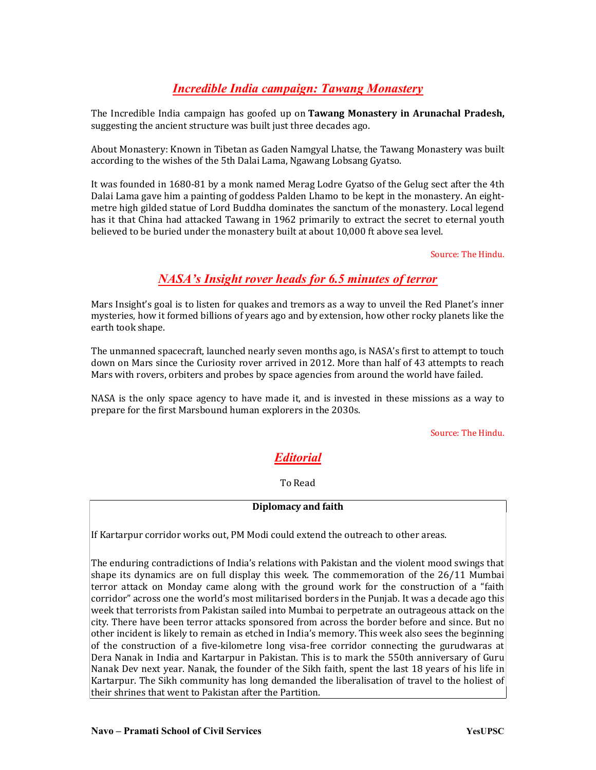## *Incredible India campaign: Tawang Monastery*

The Incredible India campaign has goofed up on **Tawang Monastery in Arunachal Pradesh,** suggesting the ancient structure was built just three decades ago.

About Monastery: Known in Tibetan as Gaden Namgyal Lhatse, the Tawang Monastery was built according to the wishes of the 5th Dalai Lama, Ngawang Lobsang Gyatso.

It was founded in 1680-81 by a monk named Merag Lodre Gyatso of the Gelug sect after the 4th Dalai Lama gave him a painting of goddess Palden Lhamo to be kept in the monastery. An eight-metre high gilded statue of Lord Buddha dominates the sanctum of the monastery. Local legend has it that China had attacked Tawang in 1962 primarily to extract the secret to eternal youth believed to be buried under the monastery built at about 10,000 ft above sea level.

Source: The Hindu.

## *NASA's Insight rover heads for 6.5 minutes of terror*

Mars Insight's goal is to listen for quakes and tremors as a way to unveil the Red Planet's inner mysteries, how it formed billions of years ago and by extension, how other rocky planets like the earth took shape.

The unmanned spacecraft, launched nearly seven months ago, is NASA's first to attempt to touch down on Mars since the Curiosity rover arrived in 2012. More than half of 43 attempts to reach Mars with rovers, orbiters and probes by space agencies from around the world have failed.

NASA is the only space agency to have made it, and is invested in these missions as a way to prepare for the first Marsbound human explorers in the 2030s.

Source: The Hindu.

## *Editorial*

To Read

**Diplomacy and faith**

If Kartarpur corridor works out, PM Modi could extend the outreach to other areas.

The enduring contradictions of India's relations with Pakistan and the violent mood swings that shape its dynamics are on full display this week. The commemoration of the 26/11 Mumbai terror attack on Monday came along with the ground work for the construction of a "faith corridor" across one the world's most militarised borders in the Punjab. It was a decade ago this week that terrorists from Pakistan sailed into Mumbai to perpetrate an outrageous attack on the city. There have been terror attacks sponsored from across the border before and since. But no other incident is likely to remain as etched in India's memory. This week also sees the beginning of the construction of a five-kilometre long visa-free corridor connecting the gurudwaras at Dera Nanak in India and Kartarpur in Pakistan. This is to mark the 550th anniversary of Guru Nanak Dev next year. Nanak, the founder of the Sikh faith, spent the last 18 years of his life in Kartarpur. The Sikh community has long demanded the liberalisation of travel to the holiest of their shrines that went to Pakistan after the Partition.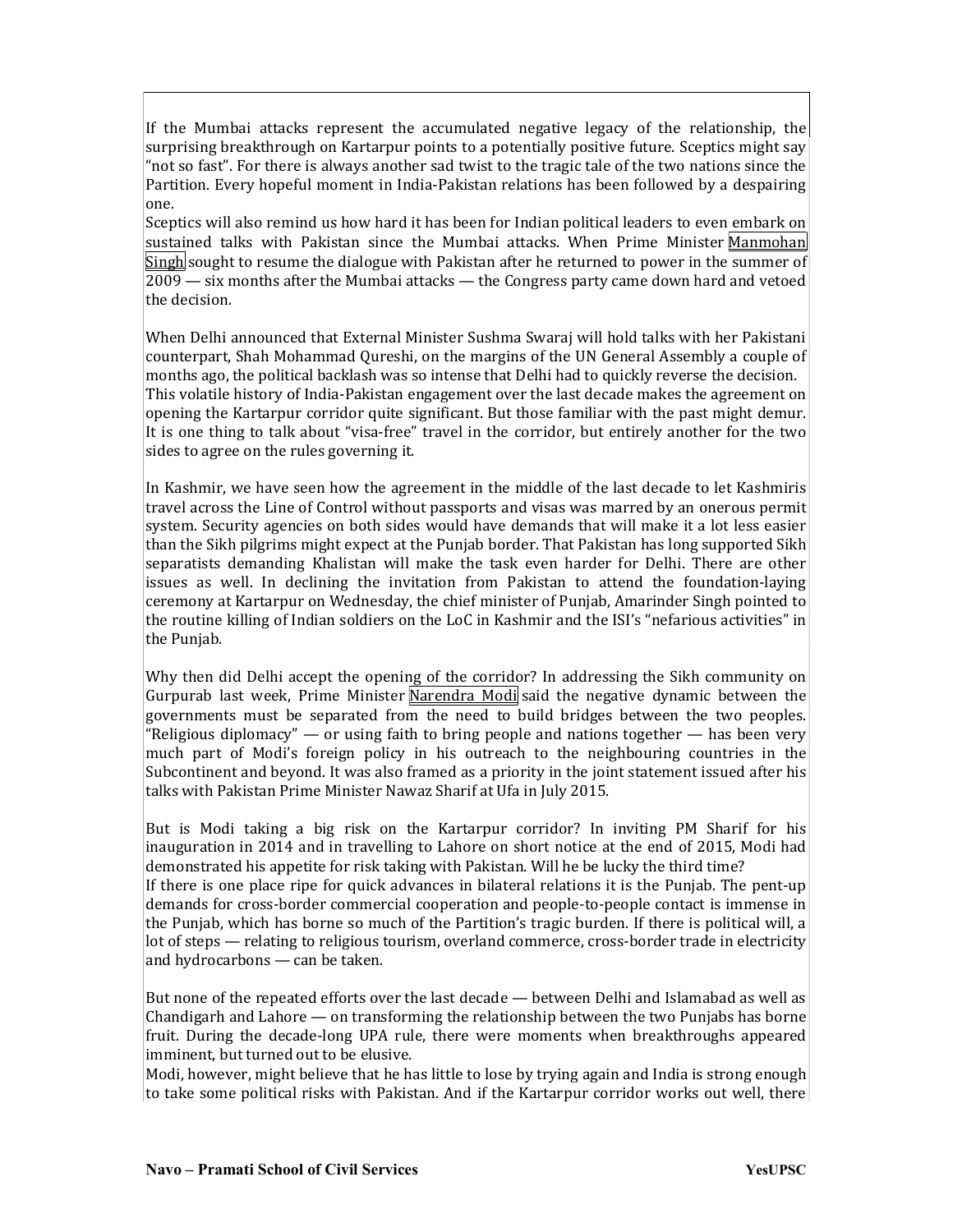If the Mumbai attacks represent the accumulated negative legacy of the relationship, the surprising breakthrough on Kartarpur points to a potentially positive future. Sceptics might say "not so fast". For there is always another sad twist to the tragic tale of the two nations since the Partition. Every hopeful moment in India-Pakistan relations has been followed by a despairing one.

Sceptics will also remind us how hard it has been for Indian political leaders to even embark on sustained talks with Pakistan since the Mumbai attacks. When Prime Minister Manmohan Singh sought to resume the dialogue with Pakistan after he returned to power in the summer of 2009 — six months after the Mumbai attacks — the Congress party came down hard and vetoed the decision.

When Delhi announced that External Minister Sushma Swaraj will hold talks with her Pakistani counterpart, Shah Mohammad Qureshi, on the margins of the UN General Assembly a couple of months ago, the political backlash was so intense that Delhi had to quickly reverse the decision.

This volatile history of India-Pakistan engagement over the last decade makes the agreement on opening the Kartarpur corridor quite significant. But those familiar with the past might demur. It is one thing to talk about "visa-free" travel in the corridor, but entirely another for the two sides to agree on the rules governing it.

In Kashmir, we have seen how the agreement in the middle of the last decade to let Kashmiris travel across the Line of Control without passports and visas was marred by an onerous permit system. Security agencies on both sides would have demands that will make it a lot less easier than the Sikh pilgrims might expect at the Punjab border. That Pakistan has long supported Sikh separatists demanding Khalistan will make the task even harder for Delhi. There are other issues as well. In declining the invitation from Pakistan to attend the foundation-laying ceremony at Kartarpur on Wednesday, the chief minister of Punjab, Amarinder Singh pointed to the routine killing of Indian soldiers on the LoC in Kashmir and the ISI's "nefarious activities" in the Punjab.

Why then did Delhi accept the opening of the corridor? In addressing the Sikh community on Gurpurab last week, Prime Minister Narendra Modi said the negative dynamic between the governments must be separated from the need to build bridges between the two peoples. "Religious diplomacy" — or using faith to bring people and nations together — has been very much part of Modi's foreign policy in his outreach to the neighbouring countries in the Subcontinent and beyond. It was also framed as a priority in the joint statement issued after his talks with Pakistan Prime Minister Nawaz Sharif at Ufa in July 2015.

But is Modi taking a big risk on the Kartarpur corridor? In inviting PM Sharif for his inauguration in 2014 and in travelling to Lahore on short notice at the end of 2015, Modi had demonstrated his appetite for risk taking with Pakistan. Will he be lucky the third time?

If there is one place ripe for quick advances in bilateral relations it is the Punjab. The pent-up demands for cross-border commercial cooperation and people-to-people contact is immense in the Punjab, which has borne so much of the Partition's tragic burden. If there is political will, a lot of steps — relating to religious tourism, overland commerce, cross-border trade in electricity and hydrocarbons — can be taken.

But none of the repeated efforts over the last decade — between Delhi and Islamabad as well as Chandigarh and Lahore — on transforming the relationship between the two Punjabs has borne fruit. During the decade-long UPA rule, there were moments when breakthroughs appeared imminent, but turned out to be elusive.

Modi, however, might believe that he has little to lose by trying again and India is strong enough to take some political risks with Pakistan. And if the Kartarpur corridor works out well, there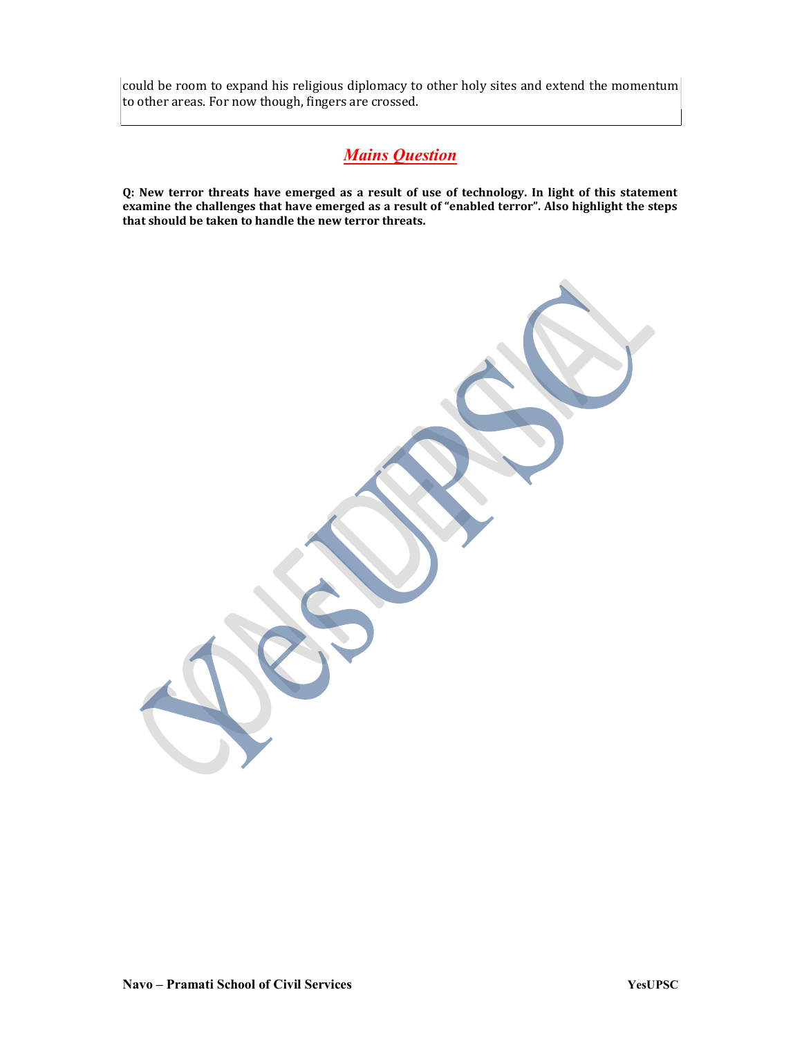could be room to expand his religious diplomacy to other holy sites and extend the momentum to other areas. For now though, fingers are crossed.

## *Mains Question*

**Q: New terror threats have emerged as a result of use of technology. In light of this statement examine the challenges that have emerged as a result of "enabled terror". Also highlight the steps that should be taken to handle the new terror threats.**